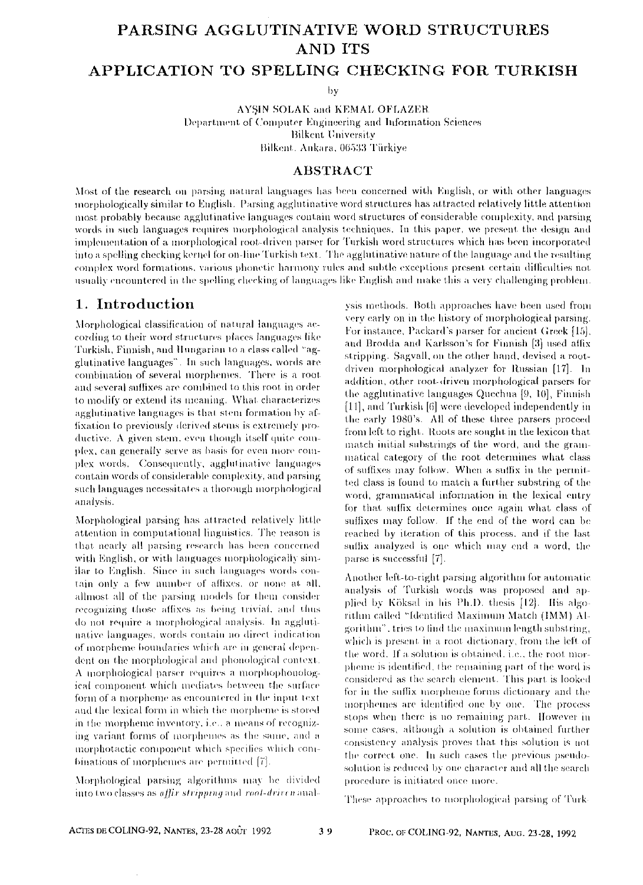# PARSING AGGLUTINATIVE WORD STRUCTURES AND ITS APPLICATION TO SPELLING CHECKING FOR TURKISH

by

AYŞIN SOLAK and KEMAL OFLAZER
Department of Computer Engineering and Information Sciences
Bilkent University
Bilkent, Ankara, 06533 Türkiye

## ABSTRACT

Most of the research on parsing natural languages has been concerned with English, or with other languages morphologically similar to English. Parsing agglutinative word structures has attracted relatively little attention most probably because agglutinative languages contain word structures of considerable complexity, and parsing words in such languages requires morphological analysis techniques. In this paper, we present the design and implementation of a morphological root-driven parser for Turkish word structures which has been incorporated into a spelling checking kernel for on-line Turkish text. The agglutinative nature of the language and the resulting complex word formations, various phonetic harmony rules and subtle exceptions present certain difficulties not usually encountered in the spelling checking of languages like English and make this a very challenging problem.

## 1. Introduction

Morphological classification of natural languages according to their word structures places languages like Turkish, Finnish, and Hungarian to a class called "agglutinative languages". In such languages, words are combination of several morphemes. There is a root and several suffixes are combined to this root in order to modify or extend its meaning. What characterizes agglutinative languages is that stem formation by affixation to previously derived stems is extremely productive. A given stem, even though itself quite complex, can generally serve as basis for even more complex words. Consequently, agglutinative languages contain words of considerable complexity, and parsing such languages necessitates a thorough morphological analysis.

Morphological parsing has attracted relatively little attention in computational linguistics. The reason is that nearly all parsing research has been concerned with English, or with languages morphologically similar to English. Since in such languages words contain only a few number of affixes, or none at all, allmost all of the parsing models for them consider recognizing those affixes as being trivial, and thus do not require a morphological analysis. In agglutinative languages, words contain no direct indication of morpheme boundaries which are in general dependent on the morphological and phonological context. A morphological parser requires a morphophonological component which mediates between the surface form of a morpheme as encountered in the input text and the lexical form in which the morpheme is stored in the morpheme inventory, i.e., a means of recognizing variant forms of morphemes as the same, and a morphotactic component which specifies which combinations of morphemes are permitted [7].

Morphological parsing algorithms may be divided into two classes as *affix stripping* and *root-driven* analysis methods. Both approaches have been used from very early on in the history of morphological parsing. For instance, Packard's parser for ancient Greek [15], and Brodda and Karlsson's for Finnish [3] used affix stripping. Sagvall, on the other hand, devised a root-driven morphological analyzer for Russian [17]. In addition, other root-driven morphological parsers for the agglutinative languages Quechua [9, 10], Finnish [11], and Turkish [6] were developed independently in the early 1980's. All of these three parsers proceed from left to right. Roots are sought in the lexicon that match initial substrings of the word, and the grammatical category of the root determines what class of suffixes may follow. When a suffix in the permitted class is found to match a further substring of the word, grammatical information in the lexical entry for that suffix determines once again what class of suffixes may follow. If the end of the word can be reached by iteration of this process, and if the last suffix analyzed is one which may end a word, the parse is successful [7].

Another left-to-right parsing algorithm for automatic analysis of Turkish words was proposed and applied by Köksal in his Ph.D. thesis [12]. His algorithm called "Identified Maximum Match (IMM) Algorithm", tries to find the maximum length substring, which is present in a root dictionary, from the left of the word. If a solution is obtained, i.e., the root morpheme is identified, the remaining part of the word is considered as the search element. This part is looked for in the suffix morpheme forms dictionary and the morphemes are identified one by one. The process stops when there is no remaining part. However in some cases, although a solution is obtained further consistency analysis proves that this solution is not the correct one. In such cases the previous pseudo-solution is reduced by one character and all the search procedure is initiated once more.

These approaches to morphological parsing of Turk-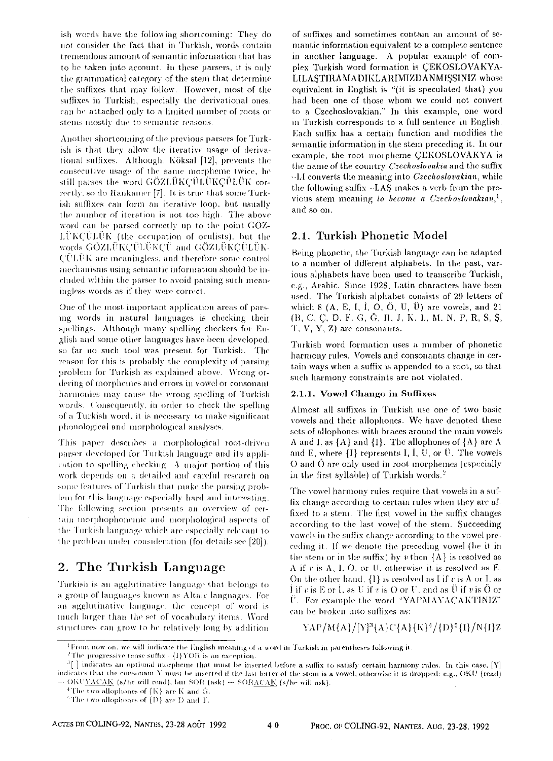ish words have the following shortcoming: They do not consider the fact that in Turkish, words contain tremendous amount of semantic information that has to be taken into account. In these parsers, it is only the grammatical category of the stem that determine the suffixes that may follow. However, most of the suffixes in Turkish, especially the derivational ones, can be attached only to a limited number of roots or stems mostly due to semantic reasons.

Another shortcoming of the previous parsers for Turkish is that they allow the iterative usage of derivational suffixes. Although, Köksal [12], prevents the consecutive usage of the same morpheme twice, he still parses the word GÖZLÜKÇÜLÜKÇÜLÜK correctly, so do Hankamer [7]. It is true that some Turkish suffixes can form an iterative loop, but usually the number of iteration is not too high. The above word can be parsed correctly up to the point GÖZLÜKÇÜLÜK (the occupation of oculists), but the words GÖZLÜKÇÜLÜKÇÜ and GÖZLÜKÇÜLÜKÇÜLÜK are meaningless, and therefore some control mechanisms using semantic information should be included within the parser to avoid parsing such meaningless words as if they were correct.

One of the most important application areas of parsing words in natural languages is checking their spellings. Although many spelling checkers for English and some other languages have been developed, so far no such tool was present for Turkish. The reason for this is probably the complexity of parsing problem for Turkish as explained above. Wrong ordering of morphemes and errors in vowel or consonant harmonies may cause the wrong spelling of Turkish words. Consequently, in order to check the spelling of a Turkish word, it is necessary to make significant phonological and morphological analyses.

This paper describes a morphological root-driven parser developed for Turkish language and its application to spelling checking. A major portion of this work depends on a detailed and careful research on some features of Turkish that make the parsing problem for this language especially hard and interesting. The following section presents an overview of certain morphophonemic and morphological aspects of the Turkish language which are especially relevant to the problem under consideration (for details see [20]).

## 2. The Turkish Language

Turkish is an agglutinative language that belongs to a group of languages known as Altaic languages. For an agglutinative language, the concept of word is much larger than the set of vocabulary items. Word structures can grow to be relatively long by addition of suffixes and sometimes contain an amount of semantic information equivalent to a complete sentence in another language. A popular example of complex Turkish word formation is ÇEKOSLOVAKYALILAŞTIRAMADIKLARIMIZDANMIŞSINIZ whose equivalent in English is "(it is speculated that) you had been one of those whom we could not convert to a Czechoslovakian." In this example, one word in Turkish corresponds to a full sentence in English. Each suffix has a certain function and modifies the semantic information in the stem preceding it. In our example, the root morpheme ÇEKOSLOVAKYA is the name of the country *Czechoslovakia* and the suffix -LI converts the meaning into *Czechoslovakian*, while the following suffix -LAŞ makes a verb from the previous stem meaning *to become a Czechoslovakian*,[1] and so on.

### 2.1. Turkish Phonetic Model

Being phonetic, the Turkish language can be adapted to a number of different alphabets. In the past, various alphabets have been used to transcribe Turkish, e.g., Arabic. Since 1928, Latin characters have been used. The Turkish alphabet consists of 29 letters of which 8 (A, E, I, İ, O, Ö, U, Ü) are vowels, and 21 (B, C, Ç, D, F, G, Ğ, H, J, K, L, M, N, P, R, S, Ş, T, V, Y, Z) are consonants.

Turkish word formation uses a number of phonetic harmony rules. Vowels and consonants change in certain ways when a suffix is appended to a root, so that such harmony constraints are not violated.

#### 2.1.1. Vowel Change in Suffixes

Almost all suffixes in Turkish use one of two basic vowels and their allophones. We have denoted these sets of allophones with braces around the main vowels A and I, as {A} and {I}. The allophones of {A} are A and E, where {I} represents I, İ, U, or Ü. The vowels O and Ö are only used in root morphemes (especially in the first syllable) of Turkish words.[2]

The vowel harmony rules require that vowels in a suffix change according to certain rules when they are affixed to a stem. The first vowel in the suffix changes according to the last vowel of the stem. Succeeding vowels in the suffix change according to the vowel preceding it. If we denote the preceding vowel (be it in the stem or in the suffix) by $v$ then {A} is resolved as A if $v$ is A, I, O, or U, otherwise it is resolved as E. On the other hand, {I} is resolved as I if $v$ is A or I, as İ if $v$ is E or İ, as U if $v$ is O or U, and as Ü if $v$ is Ö or Ü. For example the word "YAPMAYACAKTINIZ" can be broken into suffixes as:

YAP/M{A}/[Y][3]{A}C{A}{K}[4]/{D}[5]{I}/N{I}Z

---

[1] From now on, we will indicate the English meaning of a word in Turkish in parentheses following it.

[2] The progressive tense suffix -{I}YOR is an exception.

[3] [ ] indicates an optional morpheme that must be inserted before a suffix to satisfy certain harmony rules. In this case, [Y] indicates that the consonant Y must be inserted if the last letter of the stem is a vowel, otherwise it is dropped: e.g., OKU (read) → OKUYACAK (s/he will read), but SOR (ask) → SORACAK (s/he will ask).

[4] The two allophones of {K} are K and Ğ.

[5] The two allophones of {D} are D and T.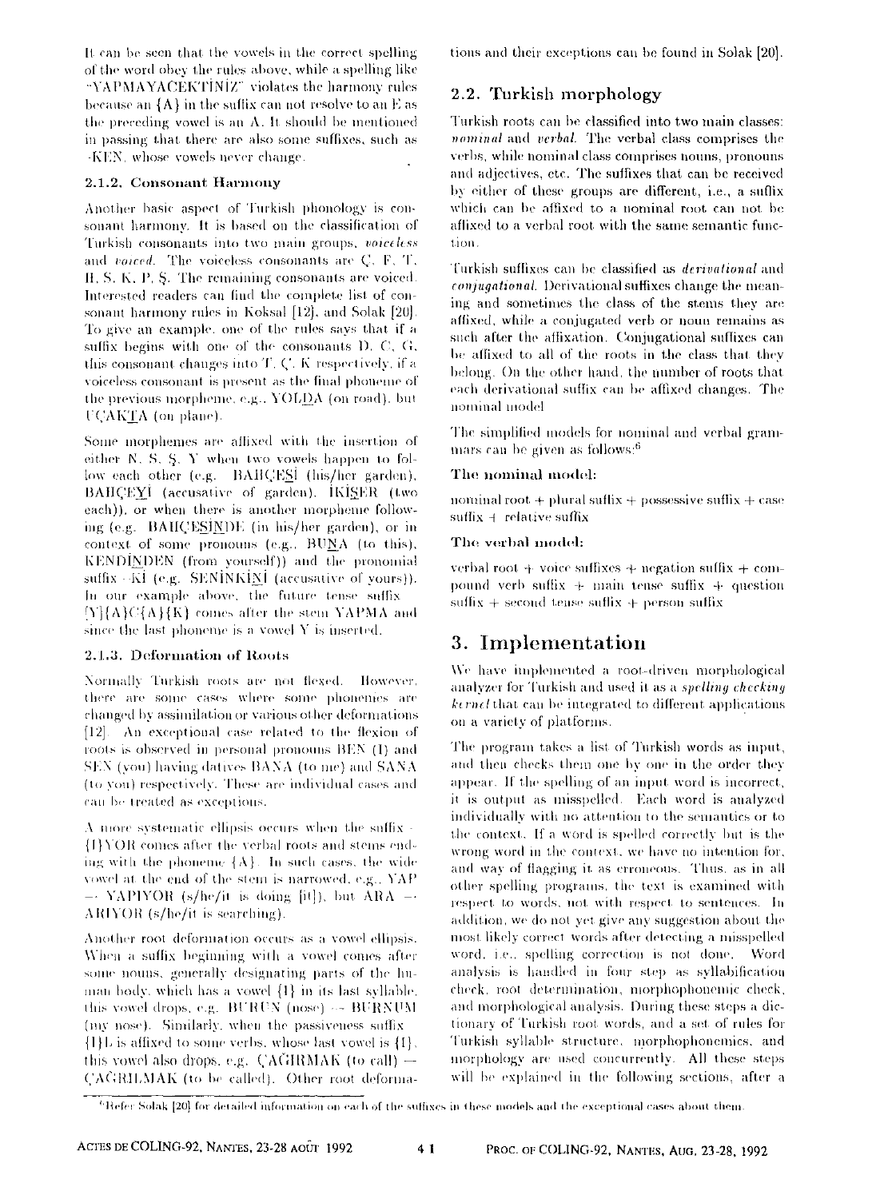It can be seen that the vowels in the correct spelling of the word obey the rules above, while a spelling like "YAPMAYACEKTİNİZ" violates the harmony rules because an {A} in the suffix can not resolve to an E as the preceding vowel is an A. It should be mentioned in passing that there are also some suffixes, such as -KEN, whose vowels never change.

#### 2.1.2. Consonant Harmony

Another basic aspect of Turkish phonology is consonant harmony. It is based on the classification of Turkish consonants into two main groups, *voiceless* and *voiced*. The voiceless consonants are Ç, F, T, H, S, K, P, Ş. The remaining consonants are voiced. Interested readers can find the complete list of consonant harmony rules in Koksal [12], and Solak [20]. To give an example, one of the rules says that if a suffix begins with one of the consonants D, C, G, this consonant changes into T, Ç, K respectively, if a voiceless consonant is present as the final phoneme of the previous morpheme, e.g., YOLDA (on road), but UÇAKTA (on plane).

Some morphemes are affixed with the insertion of either N, S, Ş, Y when two vowels happen to follow each other (e.g. BAHÇESİ (his/her garden), BAHÇEYİ (accusative of garden), İKİŞER (two each)), or when there is another morpheme following (e.g. BAHÇESİNDE (in his/her garden), or in context of some pronouns (e.g., BUNA (to this), KENDİNDEN (from yourself)) and the pronomial suffix -Kİ (e.g. SENİNKİNİ (accusative of yours)). In our example above, the future tense suffix [Y]{A}C{A}{K} comes after the stem YAPMA and since the last phoneme is a vowel Y is inserted.

#### 2.1.3. Deformation of Roots

Normally Turkish roots are not flexed. However, there are some cases where some phonemes are changed by assimilation or various other deformations [12]. An exceptional case related to the flexion of roots is observed in personal pronouns BEN (I) and SEN (you) having datives BANA (to me) and SANA (to you) respectively. These are individual cases and can be treated as exceptions.

A more systematic ellipsis occurs when the suffix -{I}YOR comes after the verbal roots and stems ending with the phoneme {A}. In such cases, the wide vowel at the end of the stem is narrowed, e.g., YAP → YAPIYOR (s/he/it is doing [it]), but ARA → ARIYOR (s/he/it is searching).

Another root deformation occurs as a vowel ellipsis. When a suffix beginning with a vowel comes after some nouns, generally designating parts of the human body, which has a vowel {I} in its last syllable, this vowel drops, e.g. BURUN (nose) → BURNUM (my nose). Similarly, when the passiveness suffix {I}L is affixed to some verbs, whose last vowel is {I}, this vowel also drops, e.g. ÇAĞIRMAK (to call) → ÇAĞRILMAK (to be called). Other root deformations and their exceptions can be found in Solak [20].

### 2.2. Turkish morphology

Turkish roots can be classified into two main classes: *nominal* and *verbal*. The verbal class comprises the verbs, while nominal class comprises nouns, pronouns and adjectives, etc. The suffixes that can be received by either of these groups are different, i.e., a suffix which can be affixed to a nominal root can not be affixed to a verbal root with the same semantic function.

Turkish suffixes can be classified as *derivational* and *conjugational*. Derivational suffixes change the meaning and sometimes the class of the stems they are affixed, while a conjugated verb or noun remains as such after the affixation. Conjugational suffixes can be affixed to all of the roots in the class that they belong. On the other hand, the number of roots that each derivational suffix can be affixed changes. The nominal model

The simplified models for nominal and verbal grammars can be given as follows:[6]

**The nominal model:**

nominal root + plural suffix + possessive suffix + case suffix + relative suffix

**The verbal model:**

verbal root + voice suffixes + negation suffix + compound verb suffix + main tense suffix + question suffix + second tense suffix + person suffix

## 3. Implementation

We have implemented a root-driven morphological analyzer for Turkish and used it as a *spelling checking kernel* that can be integrated to different applications on a variety of platforms.

The program takes a list of Turkish words as input, and then checks them one by one in the order they appear. If the spelling of an input word is incorrect, it is output as misspelled. Each word is analyzed individually with no attention to the semantics or to the context. If a word is spelled correctly but is the wrong word in the context, we have no intention for, and way of flagging it as erroneous. Thus, as in all other spelling programs, the text is examined with respect to words, not with respect to sentences. In addition, we do not yet give any suggestion about the most likely correct words after detecting a misspelled word, i.e., spelling correction is not done. Word analysis is handled in four step as syllabification check, root determination, morphophonemic check, and morphological analysis. During these steps a dictionary of Turkish root words, and a set of rules for Turkish syllable structure, morphophonemics, and morphology are used concurrently. All these steps will be explained in the following sections, after a

[6] Refer Solak [20] for detailed information on each of the suffixes in these models and the exceptional cases about them.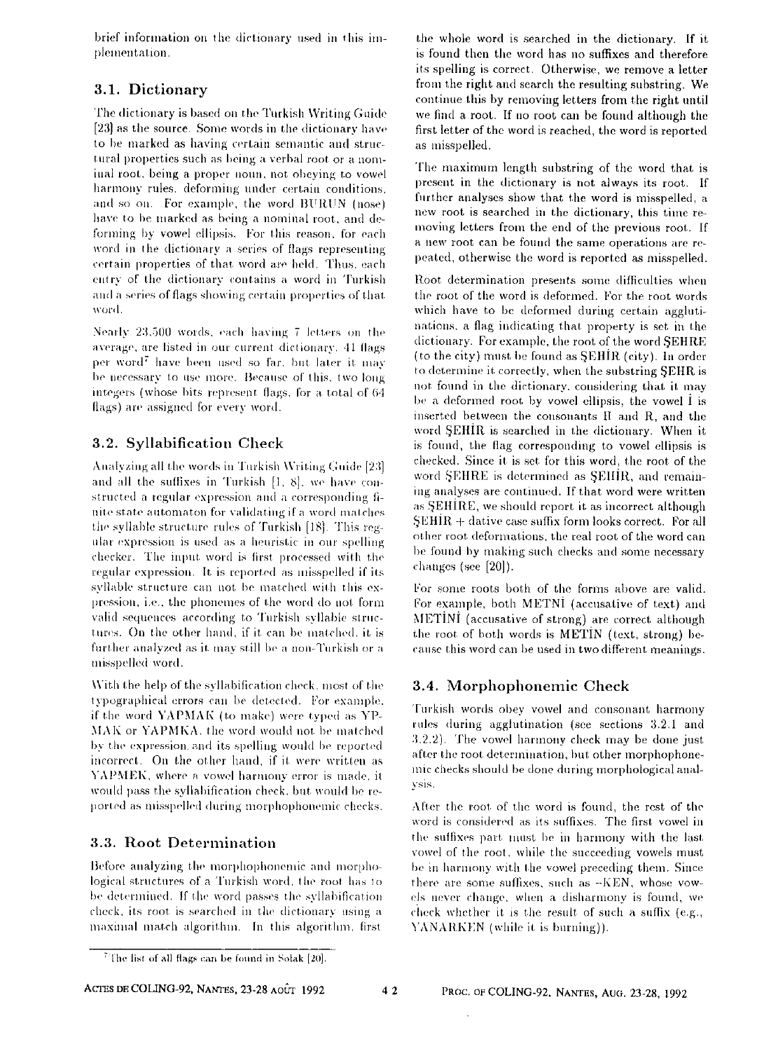brief information on the dictionary used in this implementation.

### 3.1. Dictionary

The dictionary is based on the Turkish Writing Guide [23] as the source. Some words in the dictionary have to be marked as having certain semantic and structural properties such as being a verbal root or a nominal root, being a proper noun, not obeying to vowel harmony rules, deforming under certain conditions, and so on. For example, the word BURUN (nose) have to be marked as being a nominal root, and deforming by vowel ellipsis. For this reason, for each word in the dictionary a series of flags representing certain properties of that word are held. Thus, each entry of the dictionary contains a word in Turkish and a series of flags showing certain properties of that word.

Nearly 23,500 words, each having 7 letters on the average, are listed in our current dictionary. 41 flags per word[7] have been used so far, but later it may be necessary to use more. Because of this, two long integers (whose bits represent flags, for a total of 64 flags) are assigned for every word.

### 3.2. Syllabification Check

Analyzing all the words in Turkish Writing Guide [23] and all the suffixes in Turkish [1, 8], we have constructed a regular expression and a corresponding finite state automaton for validating if a word matches the syllable structure rules of Turkish [18]. This regular expression is used as a heuristic in our spelling checker. The input word is first processed with the regular expression. It is reported as misspelled if its syllable structure can not be matched with this expression, i.e., the phonemes of the word do not form valid sequences according to Turkish syllable structures. On the other hand, if it can be matched, it is further analyzed as it may still be a non-Turkish or a misspelled word.

With the help of the syllabification check, most of the typographical errors can be detected. For example, if the word YAPMAK (to make) were typed as YPMAK or YAPMKA, the word would not be matched by the expression and its spelling would be reported incorrect. On the other hand, if it were written as YAPMEK, where a vowel harmony error is made, it would pass the syllabification check, but would be reported as misspelled during morphophonemic checks.

### 3.3. Root Determination

Before analyzing the morphophonemic and morphological structures of a Turkish word, the root has to be determined. If the word passes the syllabification check, its root is searched in the dictionary using a maximal match algorithm. In this algorithm, first the whole word is searched in the dictionary. If it is found then the word has no suffixes and therefore its spelling is correct. Otherwise, we remove a letter from the right and search the resulting substring. We continue this by removing letters from the right until we find a root. If no root can be found although the first letter of the word is reached, the word is reported as misspelled.

The maximum length substring of the word that is present in the dictionary is not always its root. If further analyses show that the word is misspelled, a new root is searched in the dictionary, this time removing letters from the end of the previous root. If a new root can be found the same operations are repeated, otherwise the word is reported as misspelled.

Root determination presents some difficulties when the root of the word is deformed. For the root words which have to be deformed during certain agglutinations, a flag indicating that property is set in the dictionary. For example, the root of the word ŞEHRE (to the city) must be found as ŞEHİR (city). In order to determine it correctly, when the substring ŞEHR is not found in the dictionary, considering that it may be a deformed root by vowel ellipsis, the vowel İ is inserted between the consonants H and R, and the word ŞEHİR is searched in the dictionary. When it is found, the flag corresponding to vowel ellipsis is checked. Since it is set for this word, the root of the word ŞEHRE is determined as ŞEHİR, and remaining analyses are continued. If that word were written as ŞEHİRE, we should report it as incorrect although ŞEHİR + dative case suffix form looks correct. For all other root deformations, the real root of the word can be found by making such checks and some necessary changes (see [20]).

For some roots both of the forms above are valid. For example, both METNİ (accusative of text) and METİNİ (accusative of strong) are correct although the root of both words is METİN (text, strong) because this word can be used in two different meanings.

### 3.4. Morphophonemic Check

Turkish words obey vowel and consonant harmony rules during agglutination (see sections 3.2.1 and 3.2.2). The vowel harmony check may be done just after the root determination, but other morphophonemic checks should be done during morphological analysis.

After the root of the word is found, the rest of the word is considered as its suffixes. The first vowel in the suffixes part must be in harmony with the last vowel of the root, while the succeeding vowels must be in harmony with the vowel preceding them. Since there are some suffixes, such as –KEN, whose vowels never change, when a disharmony is found, we check whether it is the result of such a suffix (e.g., YANARKEN (while it is burning)).

---

[7] The list of all flags can be found in Solak [20].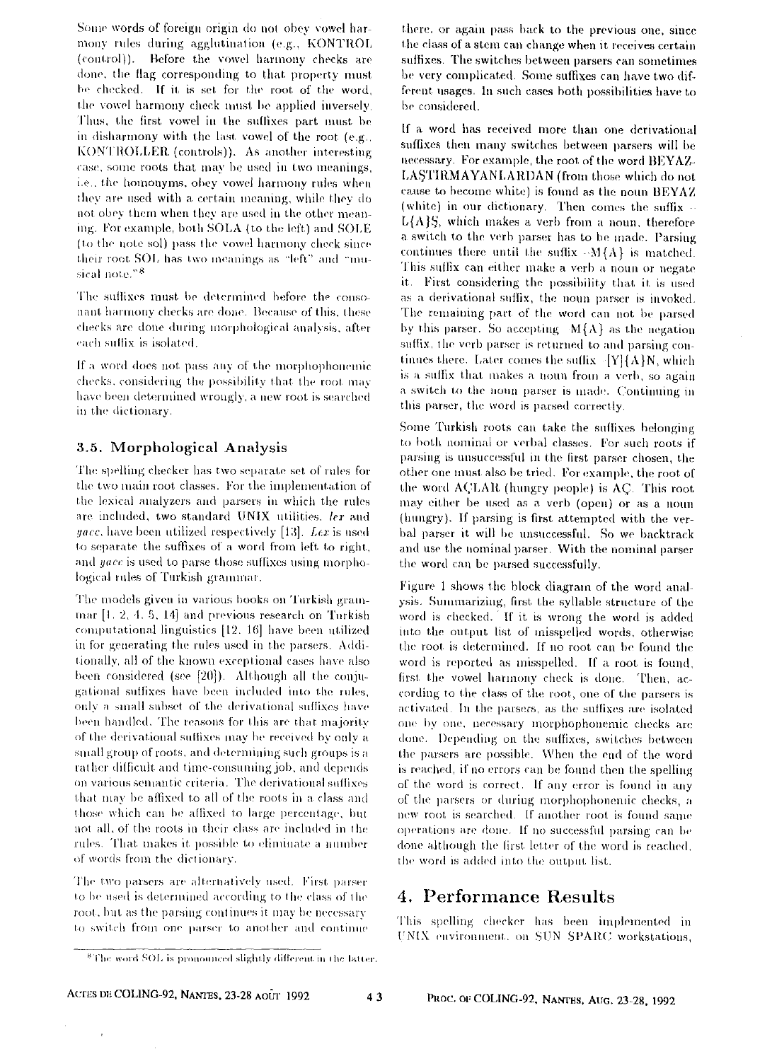Some words of foreign origin do not obey vowel harmony rules during agglutination (e.g., KONTROL (control)). Before the vowel harmony checks are done, the flag corresponding to that property must be checked. If it is set for the root of the word, the vowel harmony check must be applied inversely. Thus, the first vowel in the suffixes part must be in disharmony with the last vowel of the root (e.g., KONTROLLER (controls)). As another interesting case, some roots that may be used in two meanings, i.e., the homonyms, obey vowel harmony rules when they are used with a certain meaning, while they do not obey them when they are used in the other meaning. For example, both SOLA (to the left) and SOLE (to the note sol) pass the vowel harmony check since their root SOL has two meanings as "left" and "musical note."[8]

The suffixes must be determined before the consonant harmony checks are done. Because of this, these checks are done during morphological analysis, after each suffix is isolated.

If a word does not pass any of the morphophonemic checks, considering the possibility that the root may have been determined wrongly, a new root is searched in the dictionary.

## 3.5. Morphological Analysis

The spelling checker has two separate set of rules for the two main root classes. For the implementation of the lexical analyzers and parsers in which the rules are included, two standard UNIX utilities, *lex* and *yacc*, have been utilized respectively [13]. *Lex* is used to separate the suffixes of a word from left to right, and *yacc* is used to parse those suffixes using morphological rules of Turkish grammar.

The models given in various books on Turkish grammar [1, 2, 4, 5, 14] and previous research on Turkish computational linguistics [12, 16] have been utilized in for generating the rules used in the parsers. Additionally, all of the known exceptional cases have also been considered (see [20]). Although all the conjugational suffixes have been included into the rules, only a small subset of the derivational suffixes have been handled. The reasons for this are that majority of the derivational suffixes may be received by only a small group of roots, and determining such groups is a rather difficult and time-consuming job, and depends on various semantic criteria. The derivational suffixes that may be affixed to all of the roots in a class and those which can be affixed to large percentage, but not all, of the roots in their class are included in the rules. That makes it possible to eliminate a number of words from the dictionary.

The two parsers are alternatively used. First parser to be used is determined according to the class of the root, but as the parsing continues it may be necessary to switch from one parser to another and continue there, or again pass back to the previous one, since the class of a stem can change when it receives certain suffixes. The switches between parsers can sometimes be very complicated. Some suffixes can have two different usages. In such cases both possibilities have to be considered.

If a word has received more than one derivational suffixes then many switches between parsers will be necessary. For example, the root of the word BEYAZLAŞTIRMAYANLARDAN (from those which do not cause to become white) is found as the noun BEYAZ (white) in our dictionary. Then comes the suffix -L{A}Ş, which makes a verb from a noun, therefore a switch to the verb parser has to be made. Parsing continues there until the suffix -M{A} is matched. This suffix can either make a verb a noun or negate it. First considering the possibility that it is used as a derivational suffix, the noun parser is invoked. The remaining part of the word can not be parsed by this parser. So accepting -M{A} as the negation suffix, the verb parser is returned to and parsing continues there. Later comes the suffix -[Y]{A}N, which is a suffix that makes a noun from a verb, so again a switch to the noun parser is made. Continuing in this parser, the word is parsed correctly.

Some Turkish roots can take the suffixes belonging to both nominal or verbal classes. For such roots if parsing is unsuccessful in the first parser chosen, the other one must also be tried. For example, the root of the word AÇLAR (hungry people) is AÇ. This root may either be used as a verb (open) or as a noun (hungry). If parsing is first attempted with the verbal parser it will be unsuccessful. So we backtrack and use the nominal parser. With the nominal parser the word can be parsed successfully.

Figure 1 shows the block diagram of the word analysis. Summarizing, first the syllable structure of the word is checked. If it is wrong the word is added into the output list of misspelled words, otherwise the root is determined. If no root can be found the word is reported as misspelled. If a root is found, first the vowel harmony check is done. Then, according to the class of the root, one of the parsers is activated. In the parsers, as the suffixes are isolated one by one, necessary morphophonemic checks are done. Depending on the suffixes, switches between the parsers are possible. When the end of the word is reached, if no errors can be found then the spelling of the word is correct. If any error is found in any of the parsers or during morphophonemic checks, a new root is searched. If another root is found same operations are done. If no successful parsing can be done although the first letter of the word is reached, the word is added into the output list.

# 4. Performance Results

This spelling checker has been implemented in UNIX environment, on SUN SPARC workstations,

[8] The word SOL is pronounced slightly different in the latter.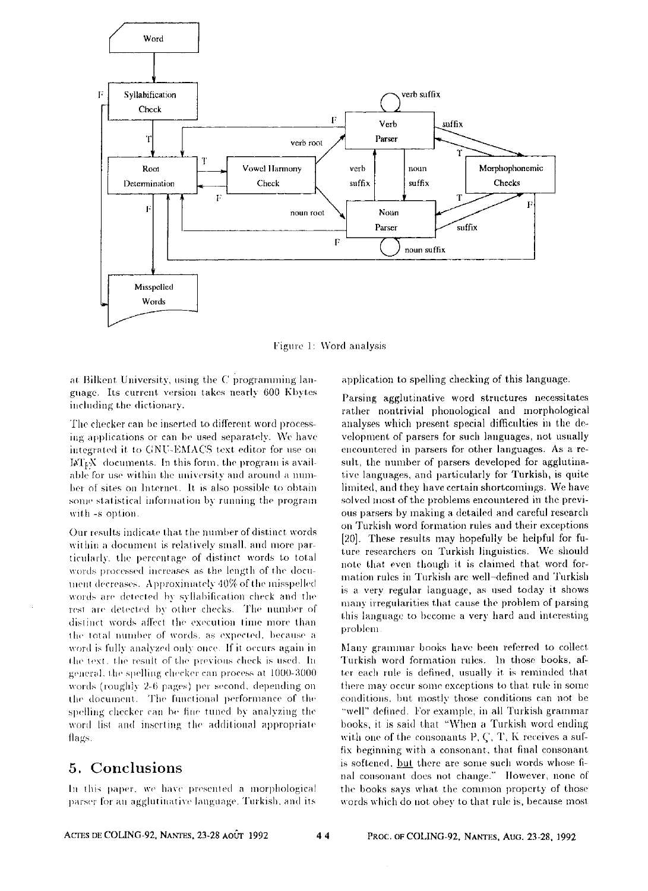Figure 1: Word analysis

at Bilkent University, using the C programming language. Its current version takes nearly 600 Kbytes including the dictionary.

The checker can be inserted to different word processing applications or can be used separately. We have integrated it to GNU-EMACS text editor for use on LaTeX documents. In this form, the program is available for use within the university and around a number of sites on Internet. It is also possible to obtain some statistical information by running the program with -s option.

Our results indicate that the number of distinct words within a document is relatively small, and more particularly, the percentage of distinct words to total words processed increases as the length of the document decreases. Approximately 40% of the misspelled words are detected by syllabification check and the rest are detected by other checks. The number of distinct words affect the execution time more than the total number of words, as expected, because a word is fully analyzed only once. If it occurs again in the text, the result of the previous check is used. In general, the spelling checker can process at 1000-3000 words (roughly 2-6 pages) per second, depending on the document. The functional performance of the spelling checker can be fine tuned by analyzing the word list and inserting the additional appropriate flags.

## 5. Conclusions

In this paper, we have presented a morphological parser for an agglutinative language, Turkish, and its application to spelling checking of this language.

Parsing agglutinative word structures necessitates rather nontrivial phonological and morphological analyses which present special difficulties in the development of parsers for such languages, not usually encountered in parsers for other languages. As a result, the number of parsers developed for agglutinative languages, and particularly for Turkish, is quite limited, and they have certain shortcomings. We have solved most of the problems encountered in the previous parsers by making a detailed and careful research on Turkish word formation rules and their exceptions [20]. These results may hopefully be helpful for future researchers on Turkish linguistics. We should note that even though it is claimed that word formation rules in Turkish are well-defined and Turkish is a very regular language, as used today it shows many irregularities that cause the problem of parsing this language to become a very hard and interesting problem.

Many grammar books have been referred to collect Turkish word formation rules. In those books, after each rule is defined, usually it is reminded that there may occur some exceptions to that rule in some conditions, but mostly those conditions can not be "well" defined. For example, in all Turkish grammar books, it is said that "When a Turkish word ending with one of the consonants P, Ç, T, K receives a suffix beginning with a consonant, that final consonant is softened, but there are some such words whose final consonant does not change." However, none of the books says what the common property of those words which do not obey to that rule is, because most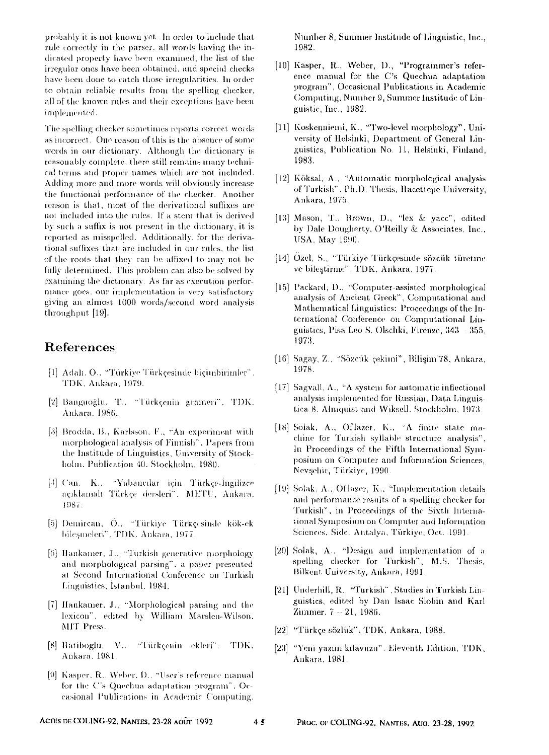probably it is not known yet. In order to include that rule correctly in the parser, all words having the indicated property have been examined, the list of the irregular ones have been obtained, and special checks have been done to catch those irregularities. In order to obtain reliable results from the spelling checker, all of the known rules and their exceptions have been implemented.

The spelling checker sometimes reports correct words as incorrect. One reason of this is the absence of some words in our dictionary. Although the dictionary is reasonably complete, there still remains many technical terms and proper names which are not included. Adding more and more words will obviously increase the functional performance of the checker. Another reason is that, most of the derivational suffixes are not included into the rules. If a stem that is derived by such a suffix is not present in the dictionary, it is reported as misspelled. Additionally, for the derivational suffixes that are included in our rules, the list of the roots that they can be affixed to may not be fully determined. This problem can also be solved by examining the dictionary. As far as execution performance goes, our implementation is very satisfactory giving an almost 1000 words/second word analysis throughput [19].

## References

[1] Adalı, O., "Türkiye Türkçesinde biçimbirimler", TDK, Ankara, 1979.

[2] Banguoğlu, T., "Türkçenin grameri", TDK, Ankara, 1986.

[3] Brodda, B., Karlsson, F., "An experiment with morphological analysis of Finnish", Papers from the Institude of Linguistics, University of Stockholm, Publication 40, Stockholm, 1980.

[4] Can, K., "Yabancılar için Türkçe-İngilizce açıklamalı Türkçe dersleri", METU, Ankara, 1987.

[5] Demircan, Ö., "Türkiye Türkçesinde kök-ek bileşimleri", TDK, Ankara, 1977.

[6] Hankamer, J., "Turkish generative morphology and morphological parsing", a paper presented at Second International Conference on Turkish Linguistics, İstanbul, 1984.

[7] Hankamer, J., "Morphological parsing and the lexicon", edited by William Marslen-Wilson, MIT Press.

[8] Hatiboglu, V., "Türkçenin ekleri", TDK, Ankara, 1981.

[9] Kasper, R., Weber, D., "User's reference manual for the C's Quechua adaptation program", Occasional Publications in Academic Computing, Number 8, Summer Institude of Linguistic, Inc., 1982.

[10] Kasper, R., Weber, D., "Programmer's reference manual for the C's Quechua adaptation program", Occasional Publications in Academic Computing, Number 9, Summer Institude of Linguistic, Inc., 1982.

[11] Koskenniemi, K., "Two-level morphology", University of Helsinki, Department of General Linguistics, Publication No. 11, Helsinki, Finland, 1983.

[12] Köksal, A., "Automatic morphological analysis of Turkish", Ph.D. Thesis, Hacettepe University, Ankara, 1975.

[13] Mason, T., Brown, D., "lex & yacc", edited by Dale Dougherty, O'Reilly & Associates, Inc., USA, May 1990.

[14] Özel, S., "Türkiye Türkçesinde sözcük türetme ve bileştirme", TDK, Ankara, 1977.

[15] Packard, D., "Computer-assisted morphological analysis of Ancient Greek", Computational and Mathematical Linguistics: Proceedings of the International Conference on Computational Linguistics, Pisa Leo S. Olschki, Firenze, 343 - 355, 1973.

[16] Sagay, Z., "Sözcük çekimi", Bilişim'78, Ankara, 1978.

[17] Sagvall, A., "A system for automatic inflectional analysis implemented for Russian, Data Linguistica 8, Almquist and Wiksell, Stockholm, 1973.

[18] Solak, A., Oflazer, K., "A finite state machine for Turkish syllable structure analysis", In Proceedings of the Fifth International Symposium on Computer and Information Sciences, Nevşehir, Türkiye, 1990.

[19] Solak, A., Oflazer, K., "Implementation details and performance results of a spelling checker for Turkish", in Proceedings of the Sixth International Symposium on Computer and Information Sciences, Side, Antalya, Türkiye, Oct. 1991.

[20] Solak, A., "Design and implementation of a spelling checker for Turkish", M.S. Thesis, Bilkent University, Ankara, 1991.

[21] Underhill, R., "Turkish", Studies in Turkish Linguistics, edited by Dan Isaac Slobin and Karl Zimmer, 7 - 21, 1986.

[22] "Türkçe sözlük", TDK, Ankara, 1988.

[23] "Yeni yazım kılavuzu", Eleventh Edition, TDK, Ankara, 1981.